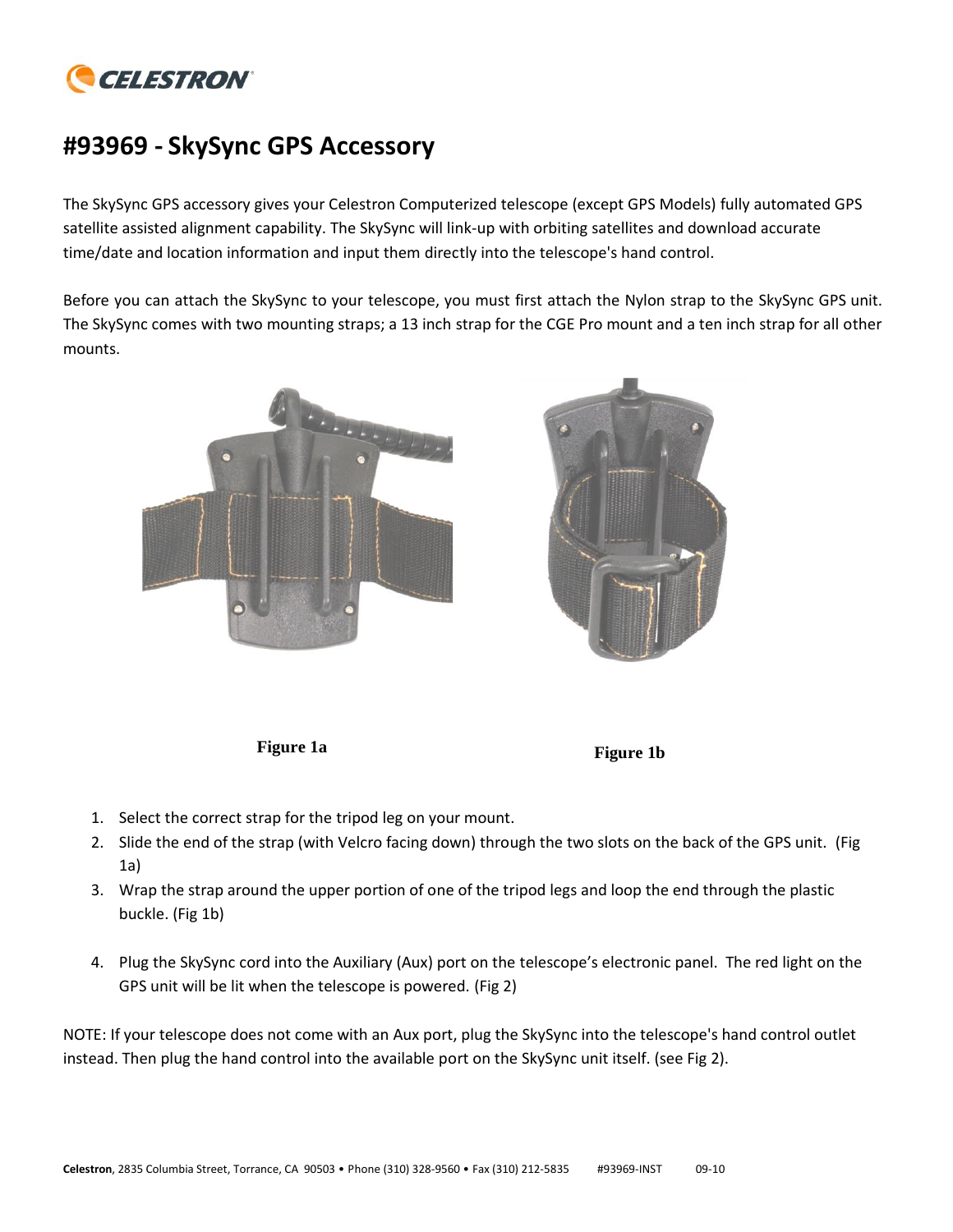# #93969 - SkySync GPS Accessory

The SkySync GPS accessory gives your Celestron Computerized telescope (except GPS Models) fully automated GPS satellite assisted alignment capability. The SkySync will link-up with orbiting satellites and download accurate time/date and location information and input them directly into the telescope's hand control.

Before you can attach the SkySync to your telescope, you must first attach the Nylon strap to the SkySync GPS unit. The SkySync comes with two mounting straps; a 13 inch strap for the CGE Pro mount and a ten inch strap for all other mounts.

**Figure 1a** **Figure 1b**

1. Select the correct strap for the tripod leg on your mount.
2. Slide the end of the strap (with Velcro facing down) through the two slots on the back of the GPS unit. (Fig 1a)
3. Wrap the strap around the upper portion of one of the tripod legs and loop the end through the plastic buckle. (Fig 1b)
4. Plug the SkySync cord into the Auxiliary (Aux) port on the telescope's electronic panel. The red light on the GPS unit will be lit when the telescope is powered. (Fig 2)

NOTE: If your telescope does not come with an Aux port, plug the SkySync into the telescope's hand control outlet instead. Then plug the hand control into the available port on the SkySync unit itself. (see Fig 2).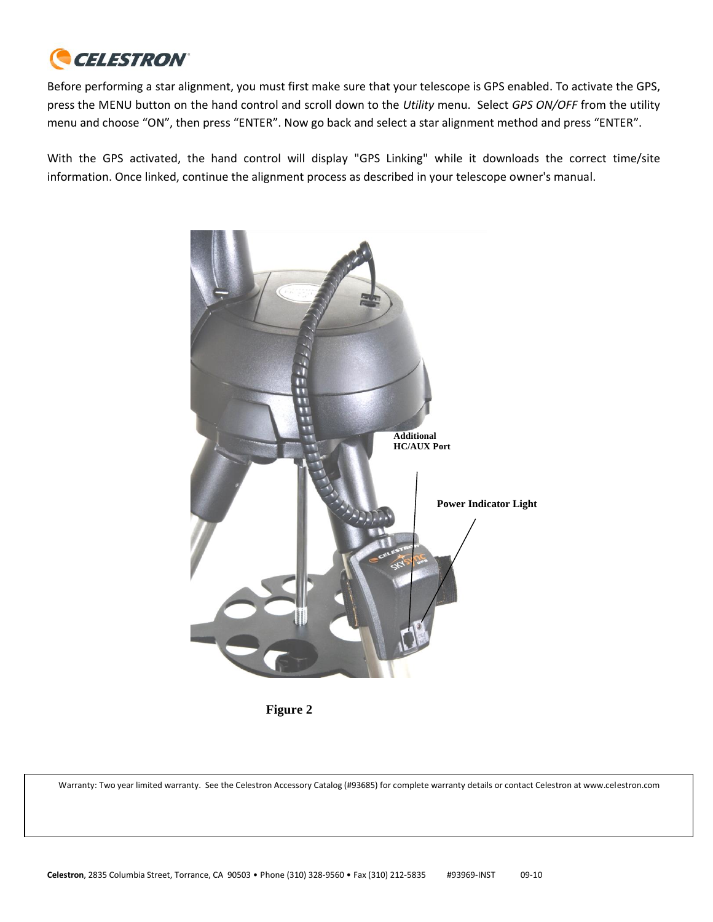Before performing a star alignment, you must first make sure that your telescope is GPS enabled. To activate the GPS, press the MENU button on the hand control and scroll down to the *Utility* menu. Select *GPS ON/OFF* from the utility menu and choose "ON", then press "ENTER". Now go back and select a star alignment method and press "ENTER".

With the GPS activated, the hand control will display "GPS Linking" while it downloads the correct time/site information. Once linked, continue the alignment process as described in your telescope owner's manual.

Additional HC/AUX Port

Power Indicator Light

**Figure 2**

Warranty: Two year limited warranty. See the Celestron Accessory Catalog (#93685) for complete warranty details or contact Celestron at www.celestron.com

**Celestron**, 2835 Columbia Street, Torrance, CA 90503 • Phone (310) 328-9560 • Fax (310) 212-5835 #93969-INST 09-10